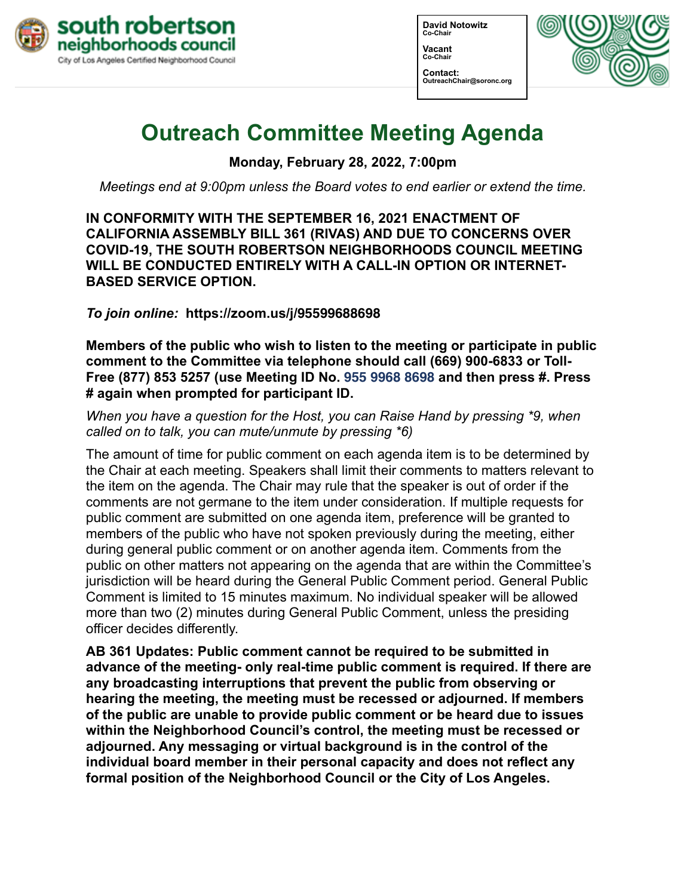south robertson neighborhoods council
City of Los Angeles Certified Neighborhood Council

**David Notowitz**
Co-Chair

**Vacant**
Co-Chair

**Contact:**
OutreachChair@soronc.org

# Outreach Committee Meeting Agenda

**Monday, February 28, 2022, 7:00pm**

*Meetings end at 9:00pm unless the Board votes to end earlier or extend the time.*

**IN CONFORMITY WITH THE SEPTEMBER 16, 2021 ENACTMENT OF CALIFORNIA ASSEMBLY BILL 361 (RIVAS) AND DUE TO CONCERNS OVER COVID-19, THE SOUTH ROBERTSON NEIGHBORHOODS COUNCIL MEETING WILL BE CONDUCTED ENTIRELY WITH A CALL-IN OPTION OR INTERNET-BASED SERVICE OPTION.**

***To join online:*** **https://zoom.us/j/95599688698**

**Members of the public who wish to listen to the meeting or participate in public comment to the Committee via telephone should call (669) 900-6833 or Toll-Free (877) 853 5257 (use Meeting ID No. 955 9968 8698 and then press #. Press # again when prompted for participant ID.**

*When you have a question for the Host, you can Raise Hand by pressing *9, when called on to talk, you can mute/unmute by pressing *6)*

The amount of time for public comment on each agenda item is to be determined by the Chair at each meeting. Speakers shall limit their comments to matters relevant to the item on the agenda. The Chair may rule that the speaker is out of order if the comments are not germane to the item under consideration. If multiple requests for public comment are submitted on one agenda item, preference will be granted to members of the public who have not spoken previously during the meeting, either during general public comment or on another agenda item. Comments from the public on other matters not appearing on the agenda that are within the Committee's jurisdiction will be heard during the General Public Comment period. General Public Comment is limited to 15 minutes maximum. No individual speaker will be allowed more than two (2) minutes during General Public Comment, unless the presiding officer decides differently.

**AB 361 Updates: Public comment cannot be required to be submitted in advance of the meeting- only real-time public comment is required. If there are any broadcasting interruptions that prevent the public from observing or hearing the meeting, the meeting must be recessed or adjourned. If members of the public are unable to provide public comment or be heard due to issues within the Neighborhood Council's control, the meeting must be recessed or adjourned. Any messaging or virtual background is in the control of the individual board member in their personal capacity and does not reflect any formal position of the Neighborhood Council or the City of Los Angeles.**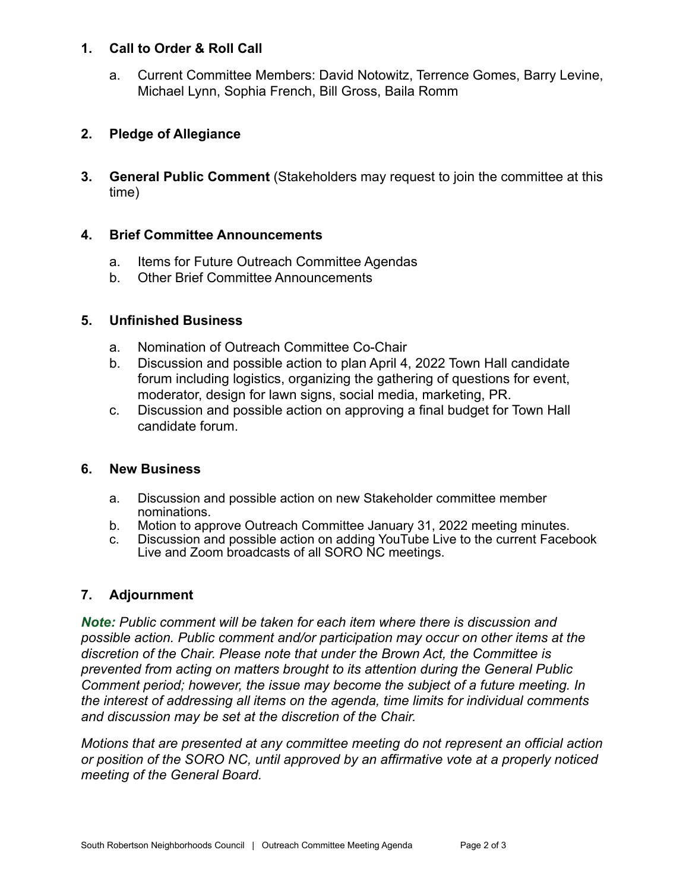1. **Call to Order & Roll Call**

   a. Current Committee Members: David Notowitz, Terrence Gomes, Barry Levine, Michael Lynn, Sophia French, Bill Gross, Baila Romm

2. **Pledge of Allegiance**

3. **General Public Comment** (Stakeholders may request to join the committee at this time)

4. **Brief Committee Announcements**

   a. Items for Future Outreach Committee Agendas
   b. Other Brief Committee Announcements

5. **Unfinished Business**

   a. Nomination of Outreach Committee Co-Chair
   b. Discussion and possible action to plan April 4, 2022 Town Hall candidate forum including logistics, organizing the gathering of questions for event, moderator, design for lawn signs, social media, marketing, PR.
   c. Discussion and possible action on approving a final budget for Town Hall candidate forum.

6. **New Business**

   a. Discussion and possible action on new Stakeholder committee member nominations.
   b. Motion to approve Outreach Committee January 31, 2022 meeting minutes.
   c. Discussion and possible action on adding YouTube Live to the current Facebook Live and Zoom broadcasts of all SORO NC meetings.

7. **Adjournment**

***Note:*** *Public comment will be taken for each item where there is discussion and possible action. Public comment and/or participation may occur on other items at the discretion of the Chair. Please note that under the Brown Act, the Committee is prevented from acting on matters brought to its attention during the General Public Comment period; however, the issue may become the subject of a future meeting. In the interest of addressing all items on the agenda, time limits for individual comments and discussion may be set at the discretion of the Chair.*

*Motions that are presented at any committee meeting do not represent an official action or position of the SORO NC, until approved by an affirmative vote at a properly noticed meeting of the General Board.*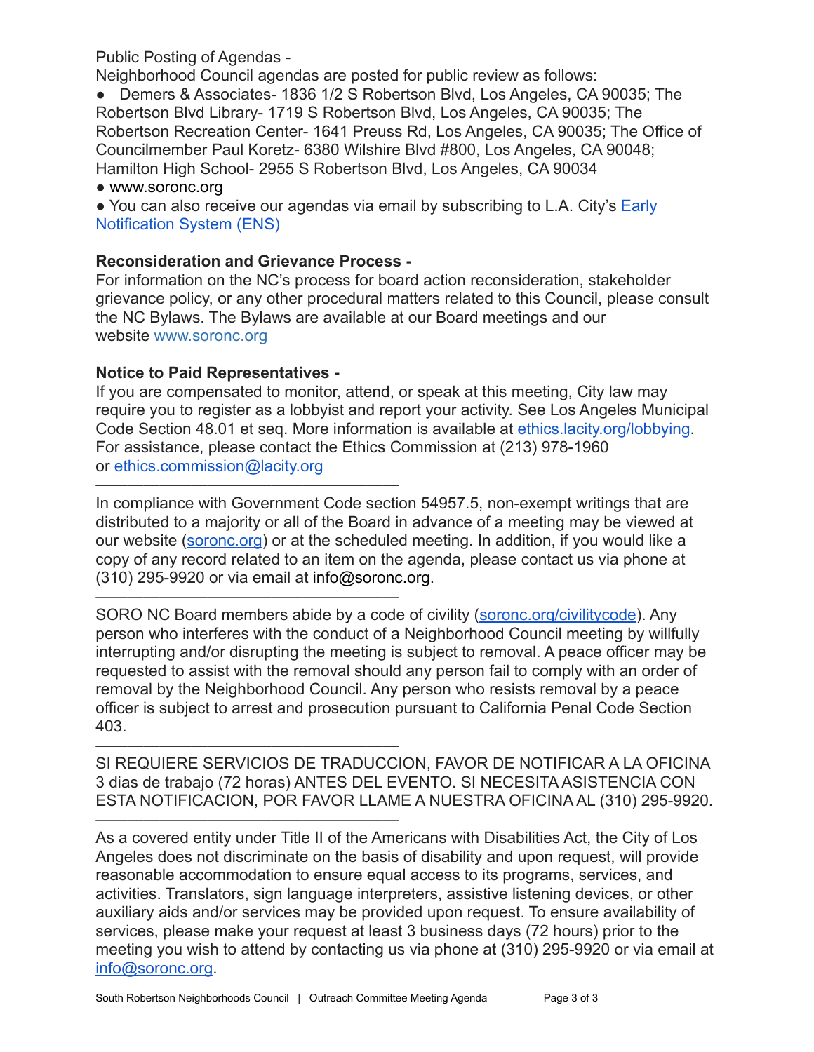Public Posting of Agendas -

Neighborhood Council agendas are posted for public review as follows:

- Demers & Associates- 1836 1/2 S Robertson Blvd, Los Angeles, CA 90035; The Robertson Blvd Library- 1719 S Robertson Blvd, Los Angeles, CA 90035; The Robertson Recreation Center- 1641 Preuss Rd, Los Angeles, CA 90035; The Office of Councilmember Paul Koretz- 6380 Wilshire Blvd #800, Los Angeles, CA 90048; Hamilton High School- 2955 S Robertson Blvd, Los Angeles, CA 90034
- www.soronc.org
- You can also receive our agendas via email by subscribing to L.A. City's Early Notification System (ENS)

**Reconsideration and Grievance Process -**

For information on the NC's process for board action reconsideration, stakeholder grievance policy, or any other procedural matters related to this Council, please consult the NC Bylaws. The Bylaws are available at our Board meetings and our website www.soronc.org

**Notice to Paid Representatives -**

If you are compensated to monitor, attend, or speak at this meeting, City law may require you to register as a lobbyist and report your activity. See Los Angeles Municipal Code Section 48.01 et seq. More information is available at ethics.lacity.org/lobbying. For assistance, please contact the Ethics Commission at (213) 978-1960 or ethics.commission@lacity.org

---

In compliance with Government Code section 54957.5, non-exempt writings that are distributed to a majority or all of the Board in advance of a meeting may be viewed at our website (soronc.org) or at the scheduled meeting. In addition, if you would like a copy of any record related to an item on the agenda, please contact us via phone at (310) 295-9920 or via email at info@soronc.org.

---

SORO NC Board members abide by a code of civility (soronc.org/civilitycode). Any person who interferes with the conduct of a Neighborhood Council meeting by willfully interrupting and/or disrupting the meeting is subject to removal. A peace officer may be requested to assist with the removal should any person fail to comply with an order of removal by the Neighborhood Council. Any person who resists removal by a peace officer is subject to arrest and prosecution pursuant to California Penal Code Section 403.

---

SI REQUIERE SERVICIOS DE TRADUCCION, FAVOR DE NOTIFICAR A LA OFICINA 3 dias de trabajo (72 horas) ANTES DEL EVENTO. SI NECESITA ASISTENCIA CON ESTA NOTIFICACION, POR FAVOR LLAME A NUESTRA OFICINA AL (310) 295-9920.

---

As a covered entity under Title II of the Americans with Disabilities Act, the City of Los Angeles does not discriminate on the basis of disability and upon request, will provide reasonable accommodation to ensure equal access to its programs, services, and activities. Translators, sign language interpreters, assistive listening devices, or other auxiliary aids and/or services may be provided upon request. To ensure availability of services, please make your request at least 3 business days (72 hours) prior to the meeting you wish to attend by contacting us via phone at (310) 295-9920 or via email at info@soronc.org.